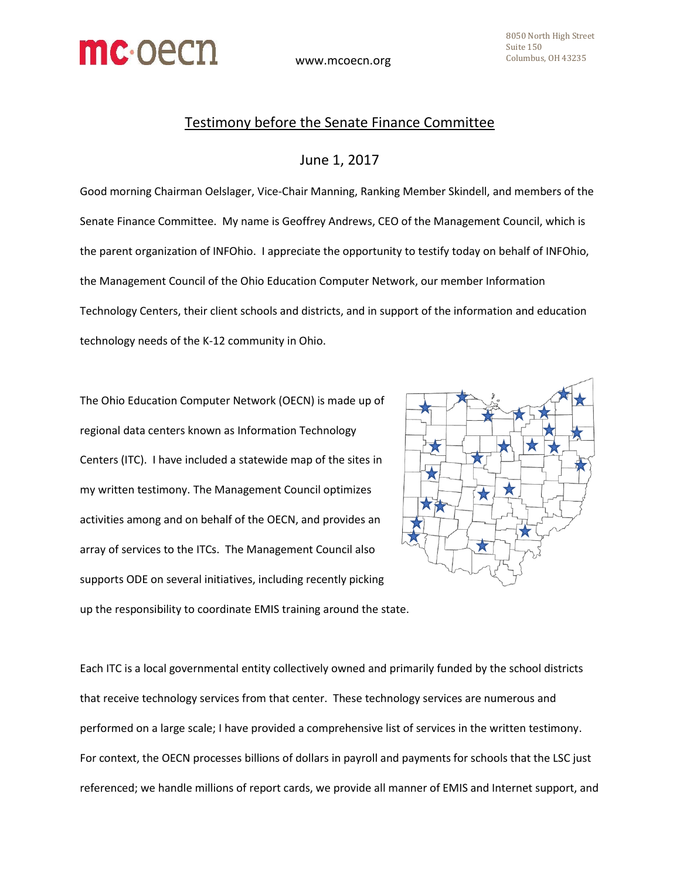mc·oecn

www.mcoecn.org

8050 North High Street
Suite 150
Columbus, OH 43235

## Testimony before the Senate Finance Committee

June 1, 2017

Good morning Chairman Oelslager, Vice-Chair Manning, Ranking Member Skindell, and members of the Senate Finance Committee. My name is Geoffrey Andrews, CEO of the Management Council, which is the parent organization of INFOhio. I appreciate the opportunity to testify today on behalf of INFOhio, the Management Council of the Ohio Education Computer Network, our member Information Technology Centers, their client schools and districts, and in support of the information and education technology needs of the K-12 community in Ohio.

The Ohio Education Computer Network (OECN) is made up of regional data centers known as Information Technology Centers (ITC). I have included a statewide map of the sites in my written testimony. The Management Council optimizes activities among and on behalf of the OECN, and provides an array of services to the ITCs. The Management Council also supports ODE on several initiatives, including recently picking up the responsibility to coordinate EMIS training around the state.

Each ITC is a local governmental entity collectively owned and primarily funded by the school districts that receive technology services from that center. These technology services are numerous and performed on a large scale; I have provided a comprehensive list of services in the written testimony. For context, the OECN processes billions of dollars in payroll and payments for schools that the LSC just referenced; we handle millions of report cards, we provide all manner of EMIS and Internet support, and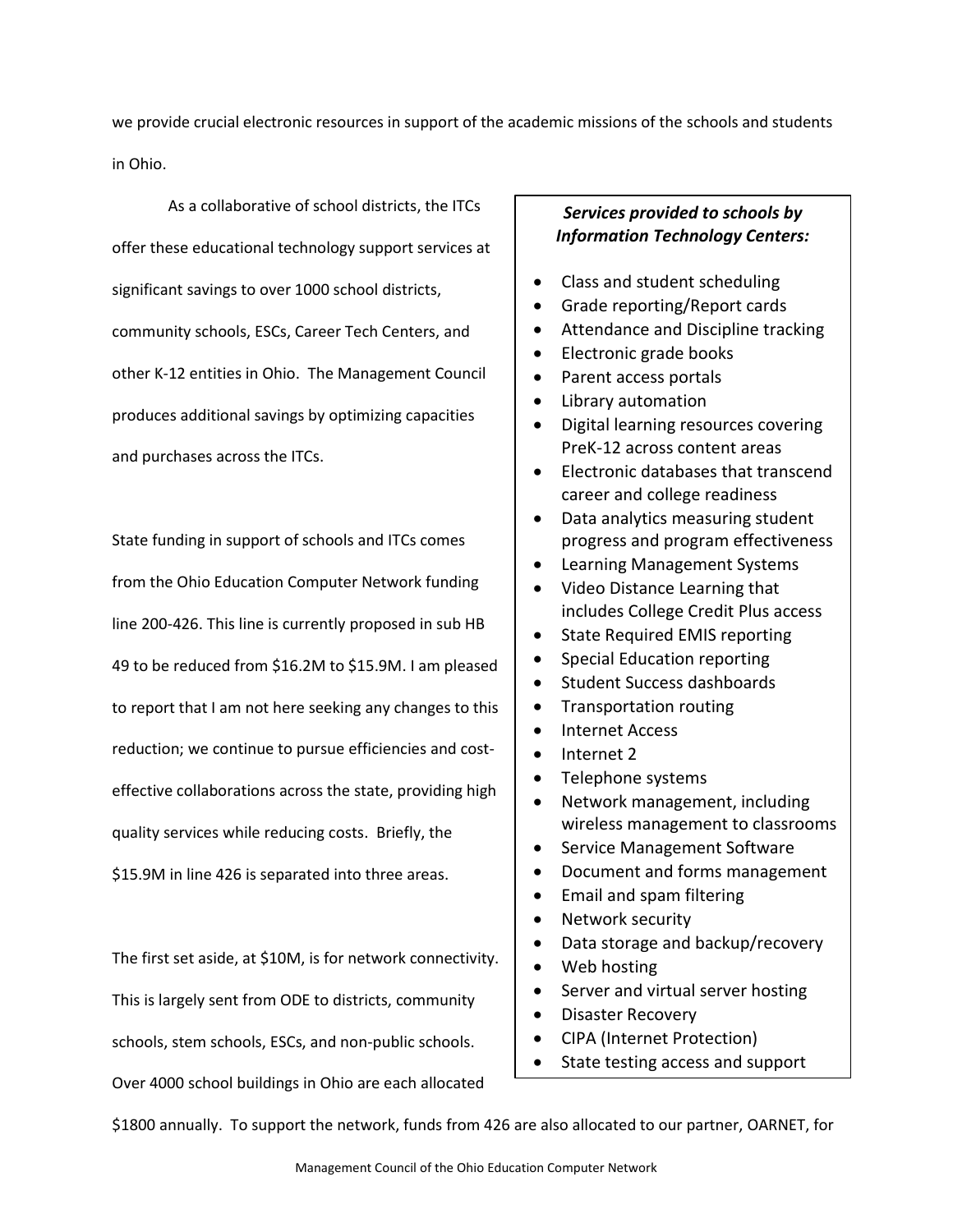we provide crucial electronic resources in support of the academic missions of the schools and students in Ohio.

As a collaborative of school districts, the ITCs offer these educational technology support services at significant savings to over 1000 school districts, community schools, ESCs, Career Tech Centers, and other K-12 entities in Ohio. The Management Council produces additional savings by optimizing capacities and purchases across the ITCs.

State funding in support of schools and ITCs comes from the Ohio Education Computer Network funding line 200-426. This line is currently proposed in sub HB 49 to be reduced from $16.2M to $15.9M. I am pleased to report that I am not here seeking any changes to this reduction; we continue to pursue efficiencies and cost-effective collaborations across the state, providing high quality services while reducing costs. Briefly, the $15.9M in line 426 is separated into three areas.

The first set aside, at $10M, is for network connectivity. This is largely sent from ODE to districts, community schools, stem schools, ESCs, and non-public schools. Over 4000 school buildings in Ohio are each allocated $1800 annually. To support the network, funds from 426 are also allocated to our partner, OARNET, for

***Services provided to schools by Information Technology Centers:***

- Class and student scheduling
- Grade reporting/Report cards
- Attendance and Discipline tracking
- Electronic grade books
- Parent access portals
- Library automation
- Digital learning resources covering PreK-12 across content areas
- Electronic databases that transcend career and college readiness
- Data analytics measuring student progress and program effectiveness
- Learning Management Systems
- Video Distance Learning that includes College Credit Plus access
- State Required EMIS reporting
- Special Education reporting
- Student Success dashboards
- Transportation routing
- Internet Access
- Internet 2
- Telephone systems
- Network management, including wireless management to classrooms
- Service Management Software
- Document and forms management
- Email and spam filtering
- Network security
- Data storage and backup/recovery
- Web hosting
- Server and virtual server hosting
- Disaster Recovery
- CIPA (Internet Protection)
- State testing access and support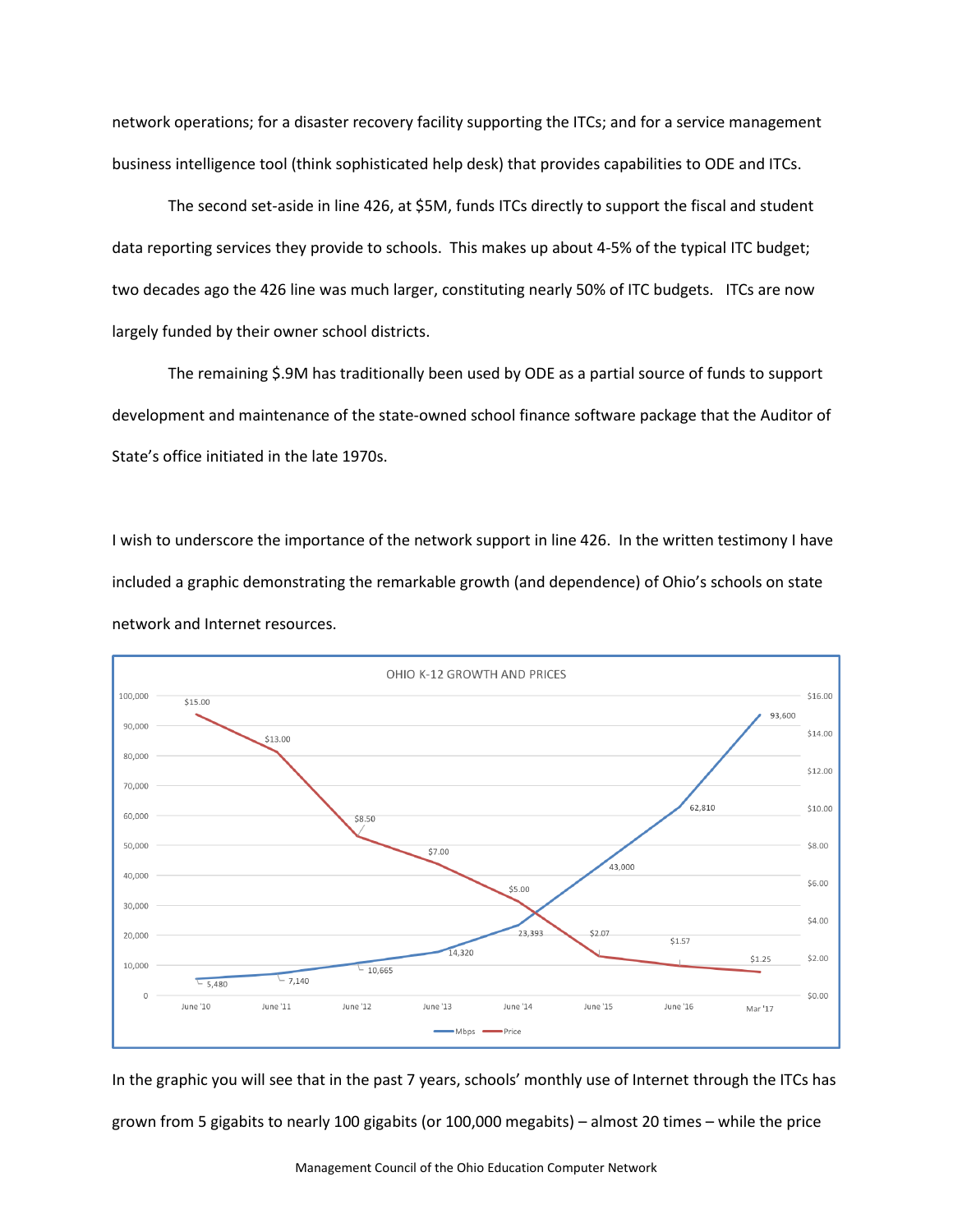network operations; for a disaster recovery facility supporting the ITCs; and for a service management business intelligence tool (think sophisticated help desk) that provides capabilities to ODE and ITCs.

The second set-aside in line 426, at $5M, funds ITCs directly to support the fiscal and student data reporting services they provide to schools. This makes up about 4-5% of the typical ITC budget; two decades ago the 426 line was much larger, constituting nearly 50% of ITC budgets. ITCs are now largely funded by their owner school districts.

The remaining $.9M has traditionally been used by ODE as a partial source of funds to support development and maintenance of the state-owned school finance software package that the Auditor of State's office initiated in the late 1970s.

I wish to underscore the importance of the network support in line 426. In the written testimony I have included a graphic demonstrating the remarkable growth (and dependence) of Ohio's schools on state network and Internet resources.

**OHIO K-12 GROWTH AND PRICES**

| | June '10 | June '11 | June '12 | June '13 | June '14 | June '15 | June '16 | Mar '17 |
|---|---|---|---|---|---|---|---|---|
| Mbps | 5,480 | 7,140 | 10,665 | 14,320 | 23,393 | 43,000 | 62,810 | 93,600 |
| Price | $15.00 | $13.00 | $8.50 | $7.00 | $5.00 | $2.07 | $1.57 | $1.25 |

In the graphic you will see that in the past 7 years, schools' monthly use of Internet through the ITCs has grown from 5 gigabits to nearly 100 gigabits (or 100,000 megabits) – almost 20 times – while the price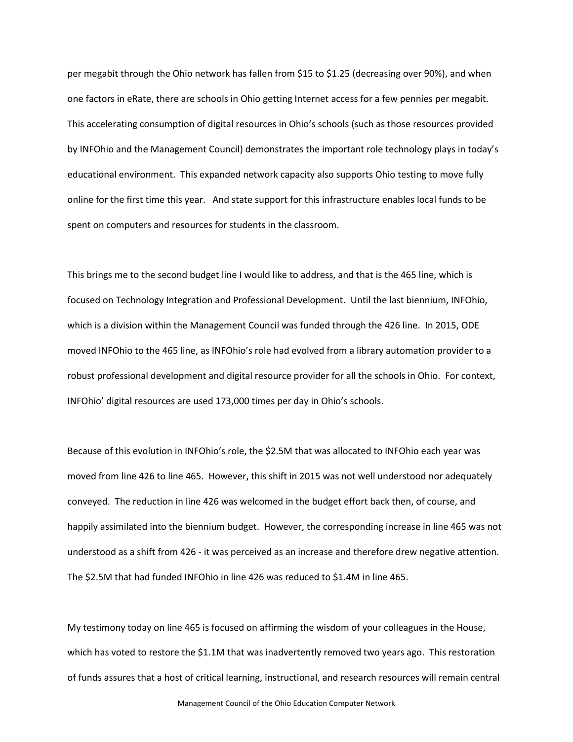per megabit through the Ohio network has fallen from $15 to $1.25 (decreasing over 90%), and when one factors in eRate, there are schools in Ohio getting Internet access for a few pennies per megabit. This accelerating consumption of digital resources in Ohio's schools (such as those resources provided by INFOhio and the Management Council) demonstrates the important role technology plays in today's educational environment. This expanded network capacity also supports Ohio testing to move fully online for the first time this year. And state support for this infrastructure enables local funds to be spent on computers and resources for students in the classroom.

This brings me to the second budget line I would like to address, and that is the 465 line, which is focused on Technology Integration and Professional Development. Until the last biennium, INFOhio, which is a division within the Management Council was funded through the 426 line. In 2015, ODE moved INFOhio to the 465 line, as INFOhio's role had evolved from a library automation provider to a robust professional development and digital resource provider for all the schools in Ohio. For context, INFOhio' digital resources are used 173,000 times per day in Ohio's schools.

Because of this evolution in INFOhio's role, the $2.5M that was allocated to INFOhio each year was moved from line 426 to line 465. However, this shift in 2015 was not well understood nor adequately conveyed. The reduction in line 426 was welcomed in the budget effort back then, of course, and happily assimilated into the biennium budget. However, the corresponding increase in line 465 was not understood as a shift from 426 - it was perceived as an increase and therefore drew negative attention. The $2.5M that had funded INFOhio in line 426 was reduced to $1.4M in line 465.

My testimony today on line 465 is focused on affirming the wisdom of your colleagues in the House, which has voted to restore the $1.1M that was inadvertently removed two years ago. This restoration of funds assures that a host of critical learning, instructional, and research resources will remain central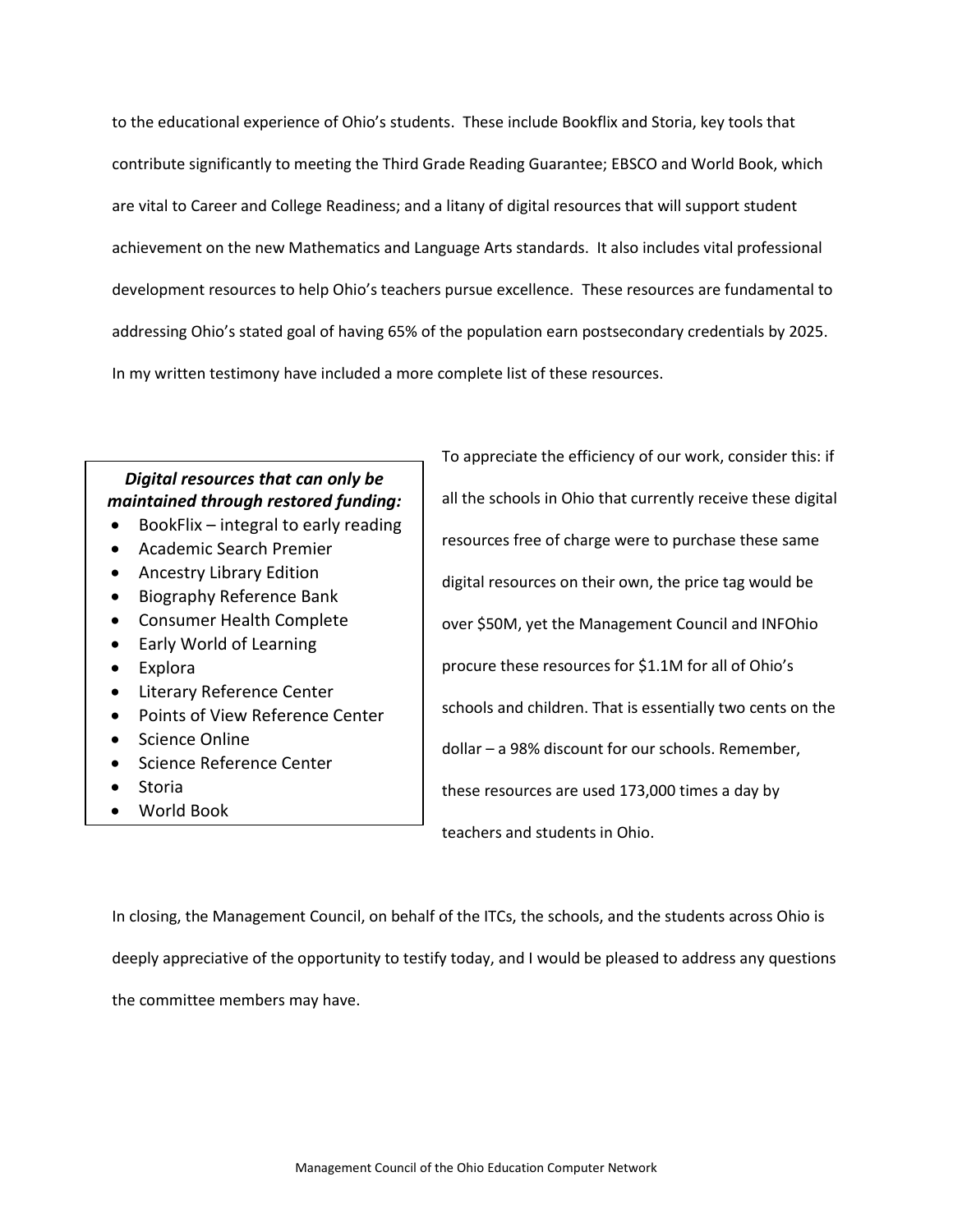to the educational experience of Ohio's students. These include Bookflix and Storia, key tools that contribute significantly to meeting the Third Grade Reading Guarantee; EBSCO and World Book, which are vital to Career and College Readiness; and a litany of digital resources that will support student achievement on the new Mathematics and Language Arts standards. It also includes vital professional development resources to help Ohio's teachers pursue excellence. These resources are fundamental to addressing Ohio's stated goal of having 65% of the population earn postsecondary credentials by 2025. In my written testimony have included a more complete list of these resources.

***Digital resources that can only be maintained through restored funding:***

- BookFlix – integral to early reading
- Academic Search Premier
- Ancestry Library Edition
- Biography Reference Bank
- Consumer Health Complete
- Early World of Learning
- Explora
- Literary Reference Center
- Points of View Reference Center
- Science Online
- Science Reference Center
- Storia
- World Book

To appreciate the efficiency of our work, consider this: if all the schools in Ohio that currently receive these digital resources free of charge were to purchase these same digital resources on their own, the price tag would be over $50M, yet the Management Council and INFOhio procure these resources for $1.1M for all of Ohio's schools and children. That is essentially two cents on the dollar – a 98% discount for our schools. Remember, these resources are used 173,000 times a day by teachers and students in Ohio.

In closing, the Management Council, on behalf of the ITCs, the schools, and the students across Ohio is deeply appreciative of the opportunity to testify today, and I would be pleased to address any questions the committee members may have.